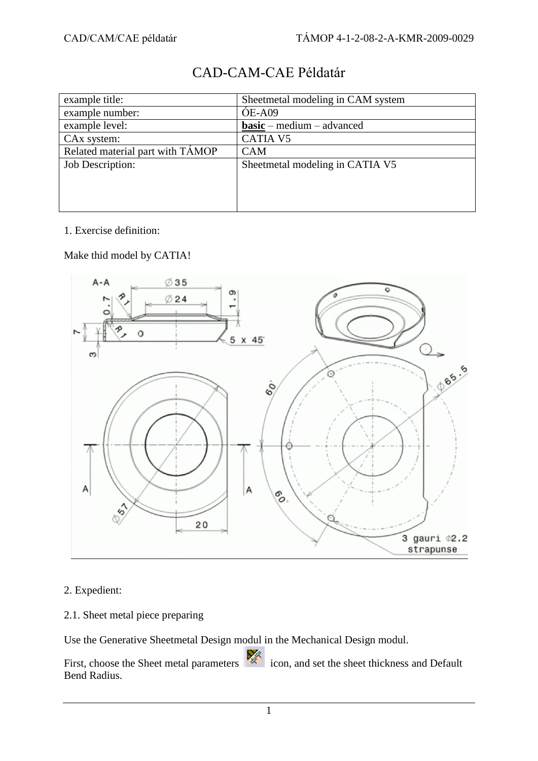# CAD-CAM-CAE Példatár

| example title: | Sheetmetal modeling in CAM system |
|---|---|
| example number: | ÓE-A09 |
| example level: | **basic** – medium – advanced |
| CAx system: | CATIA V5 |
| Related material part with TÁMOP | CAM |
| Job Description: | Sheetmetal modeling in CATIA V5 |

1. Exercise definition:

Make thid model by CATIA!

2. Expedient:

2.1. Sheet metal piece preparing

Use the Generative Sheetmetal Design modul in the Mechanical Design modul.

First, choose the Sheet metal parameters icon, and set the sheet thickness and Default Bend Radius.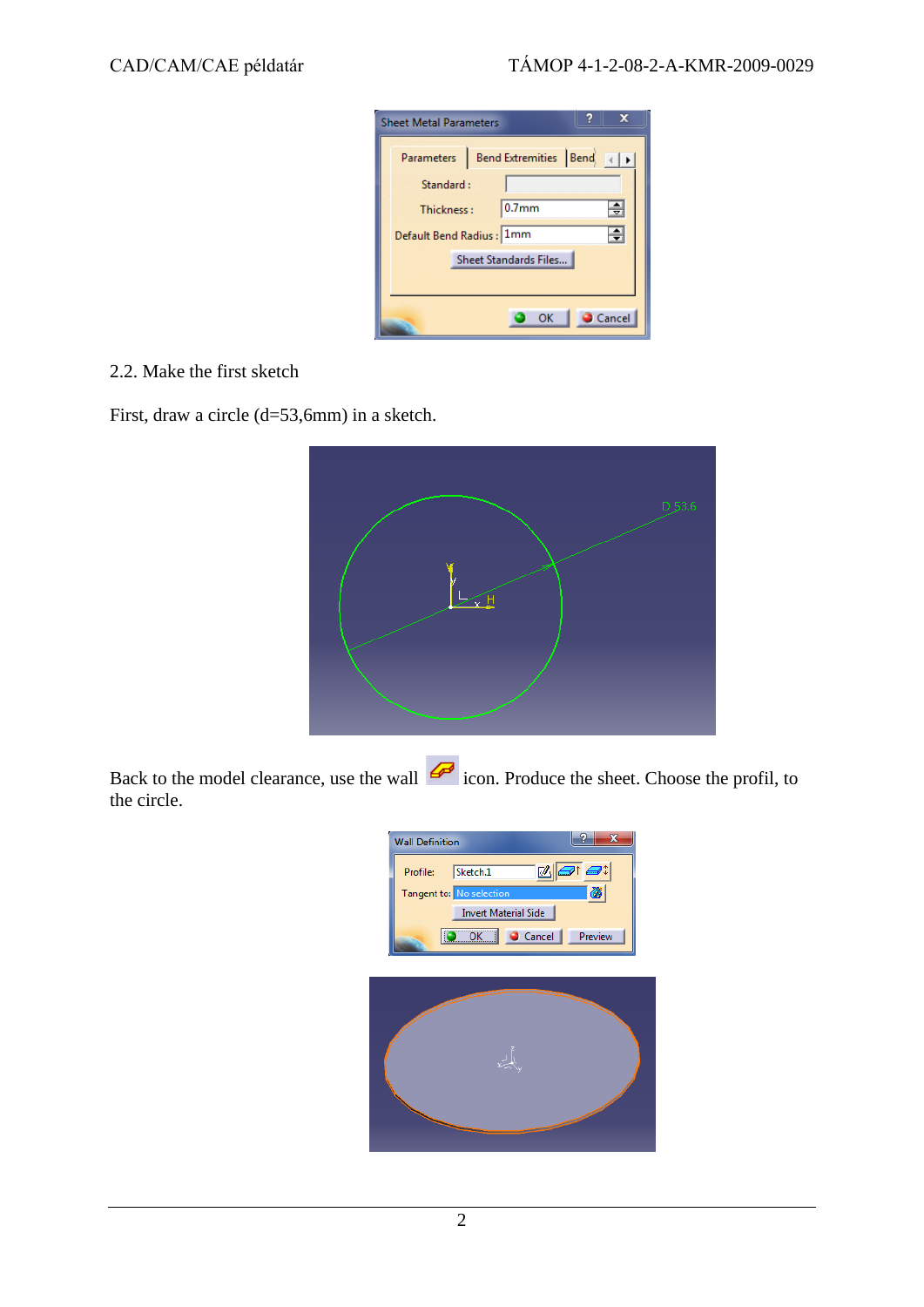2.2. Make the first sketch

First, draw a circle (d=53,6mm) in a sketch.

Back to the model clearance, use the wall icon. Produce the sheet. Choose the profil, to the circle.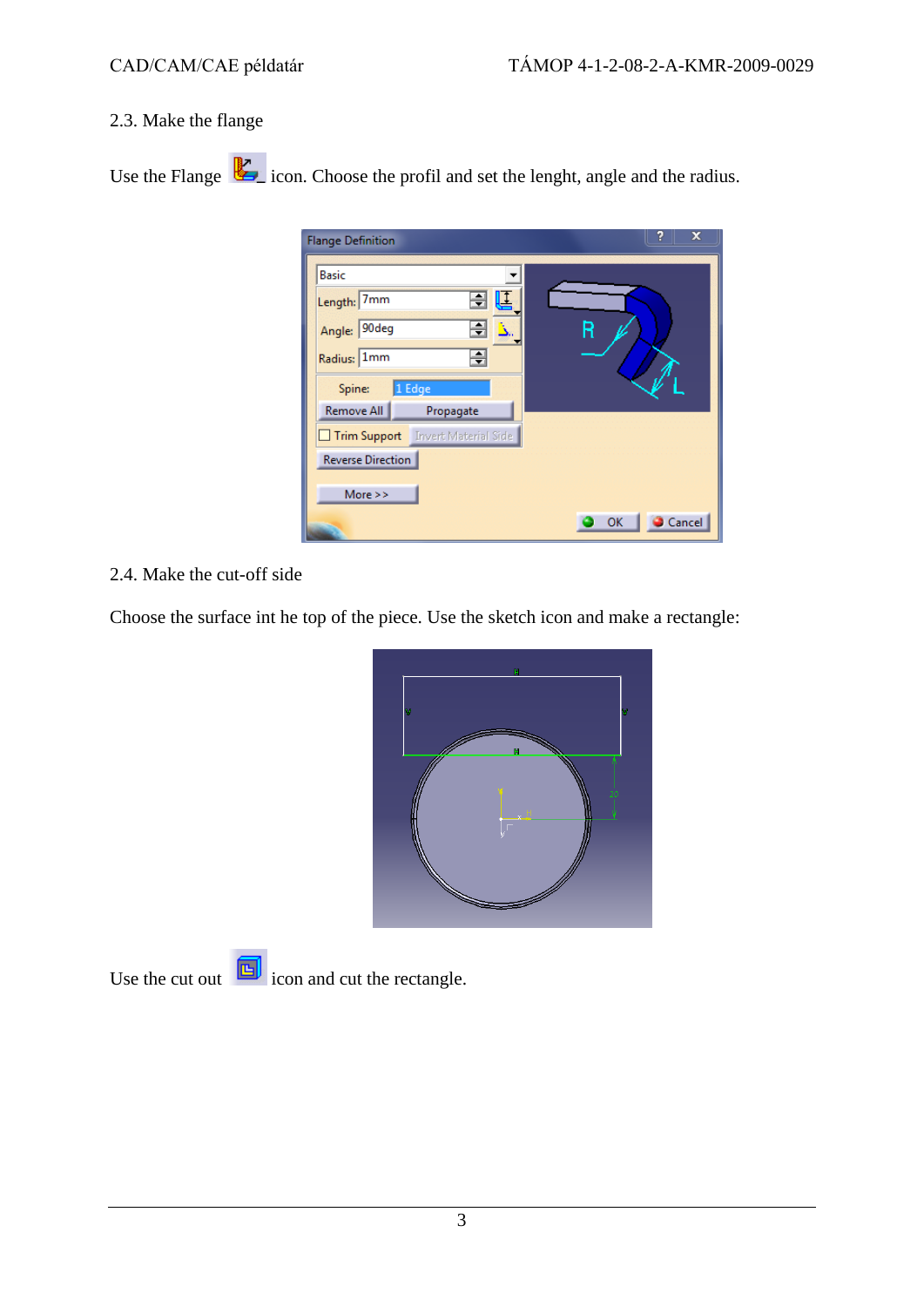2.3. Make the flange

Use the Flange icon. Choose the profil and set the lenght, angle and the radius.

2.4. Make the cut-off side

Choose the surface int he top of the piece. Use the sketch icon and make a rectangle:

Use the cut out icon and cut the rectangle.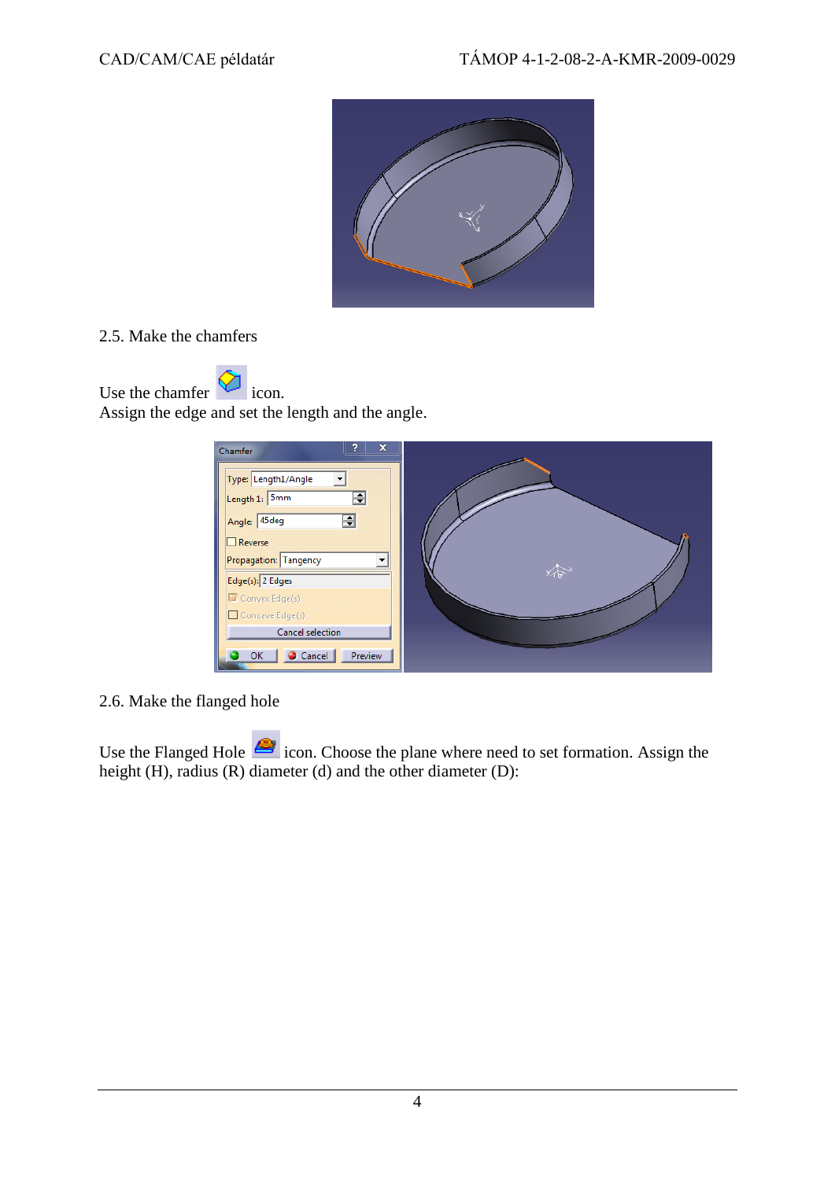2.5. Make the chamfers

Use the chamfer icon.
Assign the edge and set the length and the angle.

2.6. Make the flanged hole

Use the Flanged Hole icon. Choose the plane where need to set formation. Assign the height (H), radius (R) diameter (d) and the other diameter (D):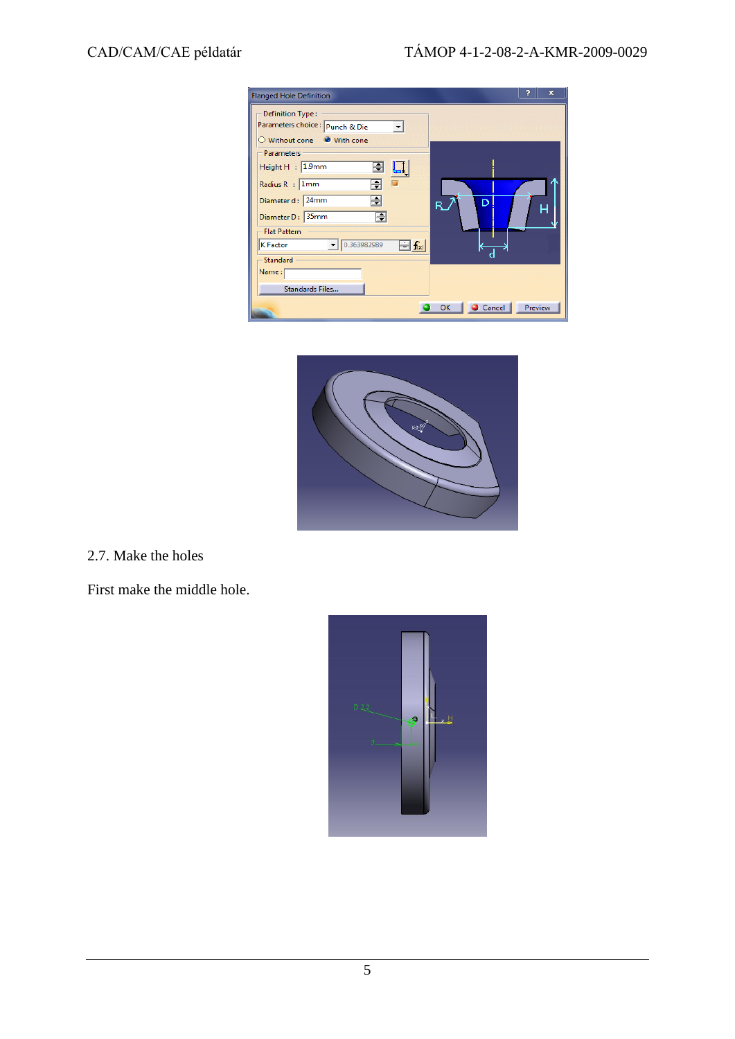2.7. Make the holes

First make the middle hole.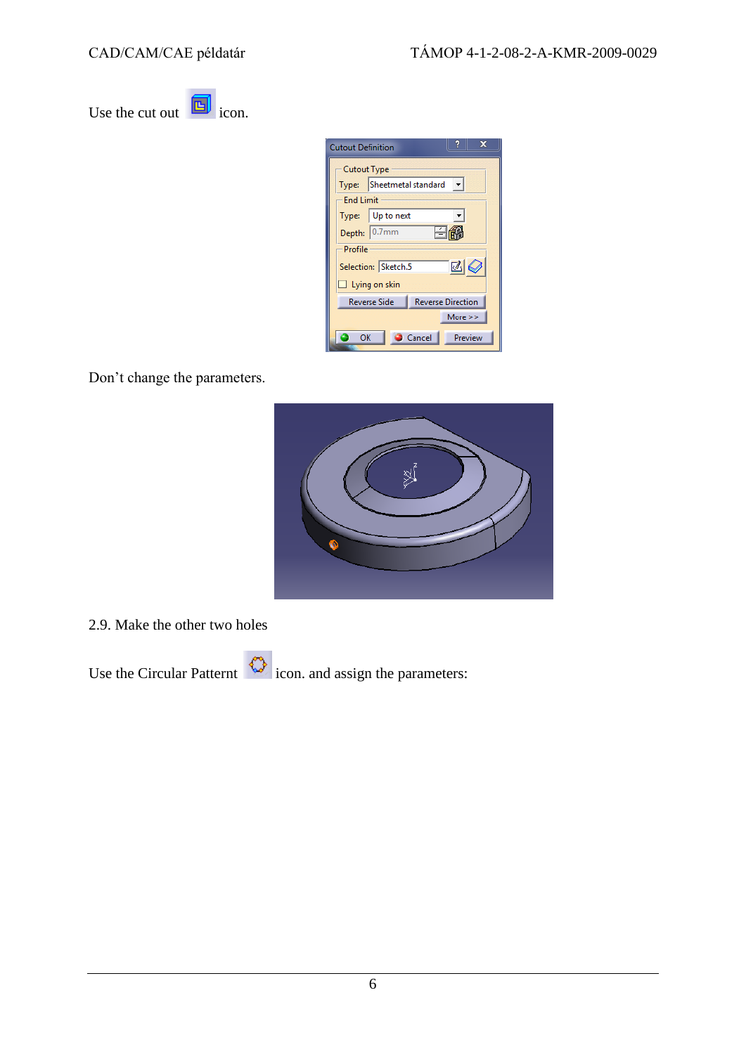Use the cut out icon.

Don't change the parameters.

2.9. Make the other two holes

Use the Circular Patternt icon. and assign the parameters: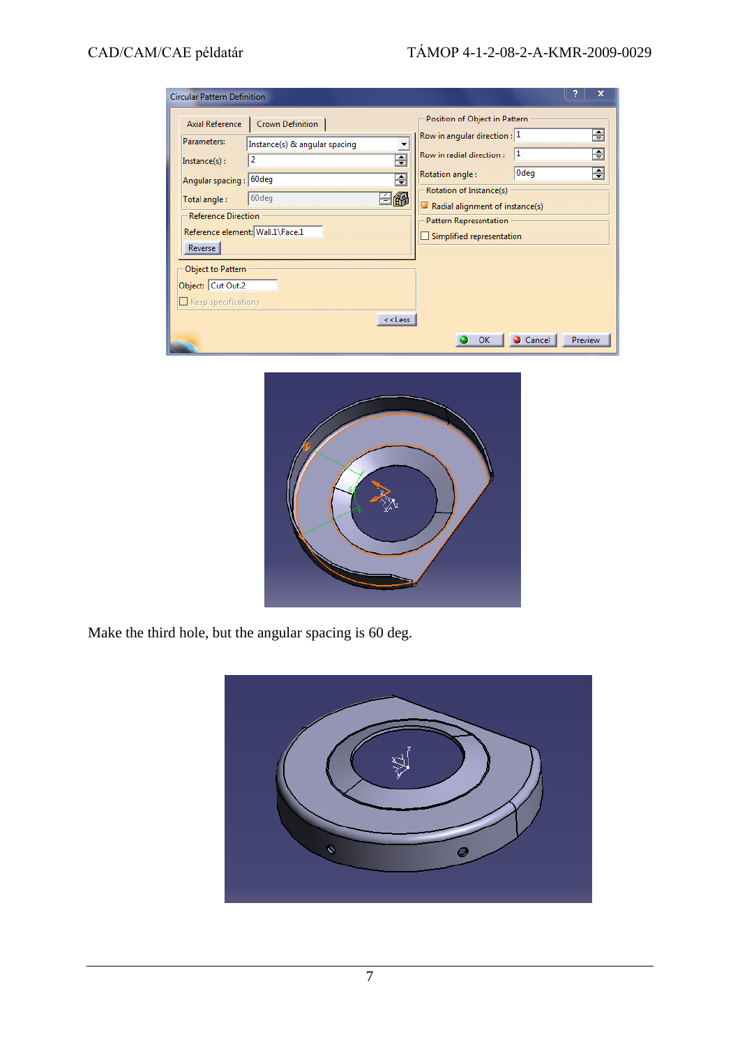Make the third hole, but the angular spacing is 60 deg.